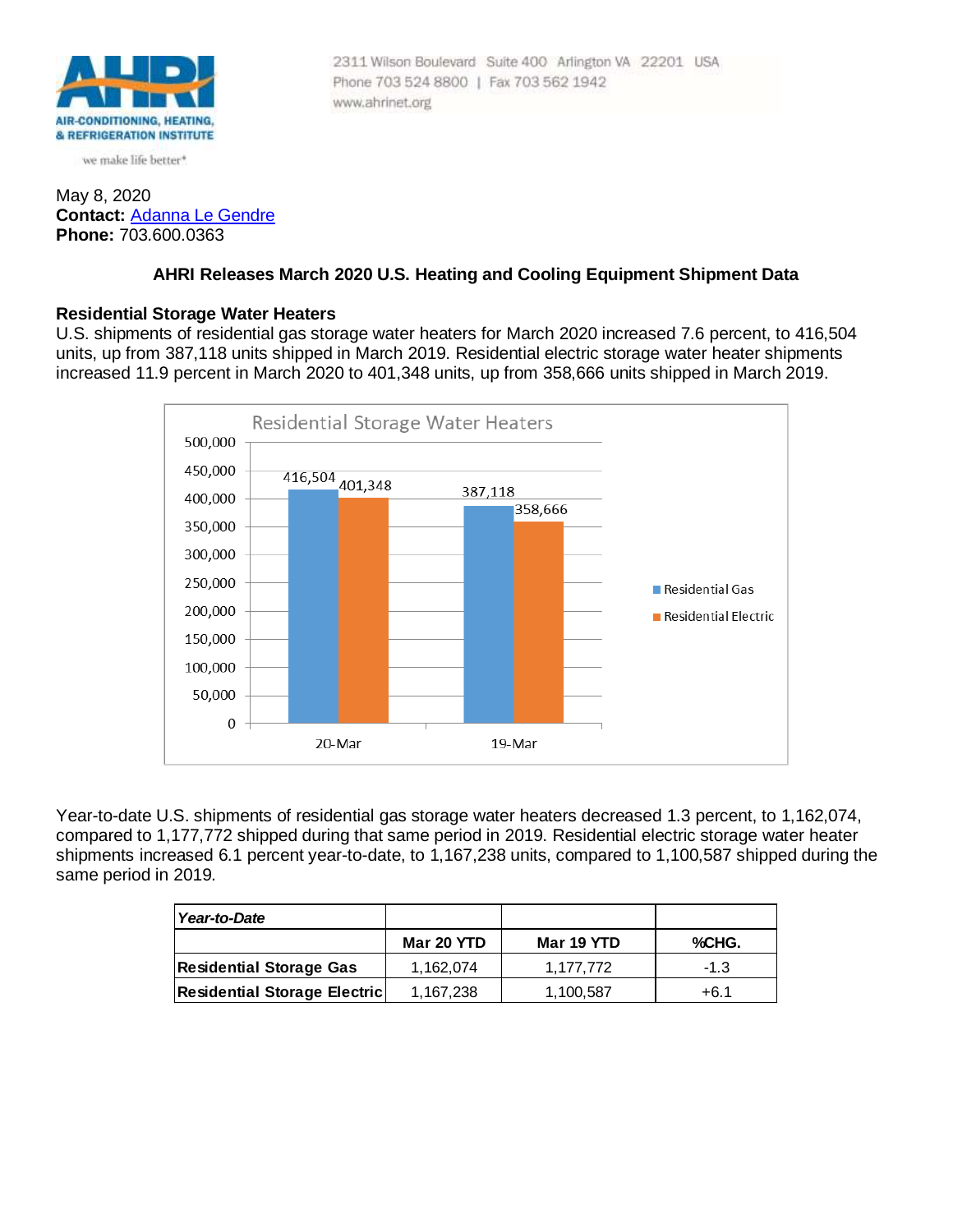AIR-CONDITIONING, HEATING, & REFRIGERATION INSTITUTE

we make life better*

2311 Wilson Boulevard Suite 400 Arlington VA 22201 USA
Phone 703 524 8800 | Fax 703 562 1942
www.ahrinet.org

May 8, 2020
**Contact:** Adanna Le Gendre
**Phone:** 703.600.0363

## AHRI Releases March 2020 U.S. Heating and Cooling Equipment Shipment Data

### Residential Storage Water Heaters

U.S. shipments of residential gas storage water heaters for March 2020 increased 7.6 percent, to 416,504 units, up from 387,118 units shipped in March 2019. Residential electric storage water heater shipments increased 11.9 percent in March 2020 to 401,348 units, up from 358,666 units shipped in March 2019.

Residential Storage Water Heaters

| | Residential Gas | Residential Electric |
|---|---|---|
| 20-Mar | 416,504 | 401,348 |
| 19-Mar | 387,118 | 358,666 |

Year-to-date U.S. shipments of residential gas storage water heaters decreased 1.3 percent, to 1,162,074, compared to 1,177,772 shipped during that same period in 2019. Residential electric storage water heater shipments increased 6.1 percent year-to-date, to 1,167,238 units, compared to 1,100,587 shipped during the same period in 2019.

| *Year-to-Date* | | | |
|---|---|---|---|
| | **Mar 20 YTD** | **Mar 19 YTD** | **%CHG.** |
| **Residential Storage Gas** | 1,162,074 | 1,177,772 | -1.3 |
| **Residential Storage Electric** | 1,167,238 | 1,100,587 | +6.1 |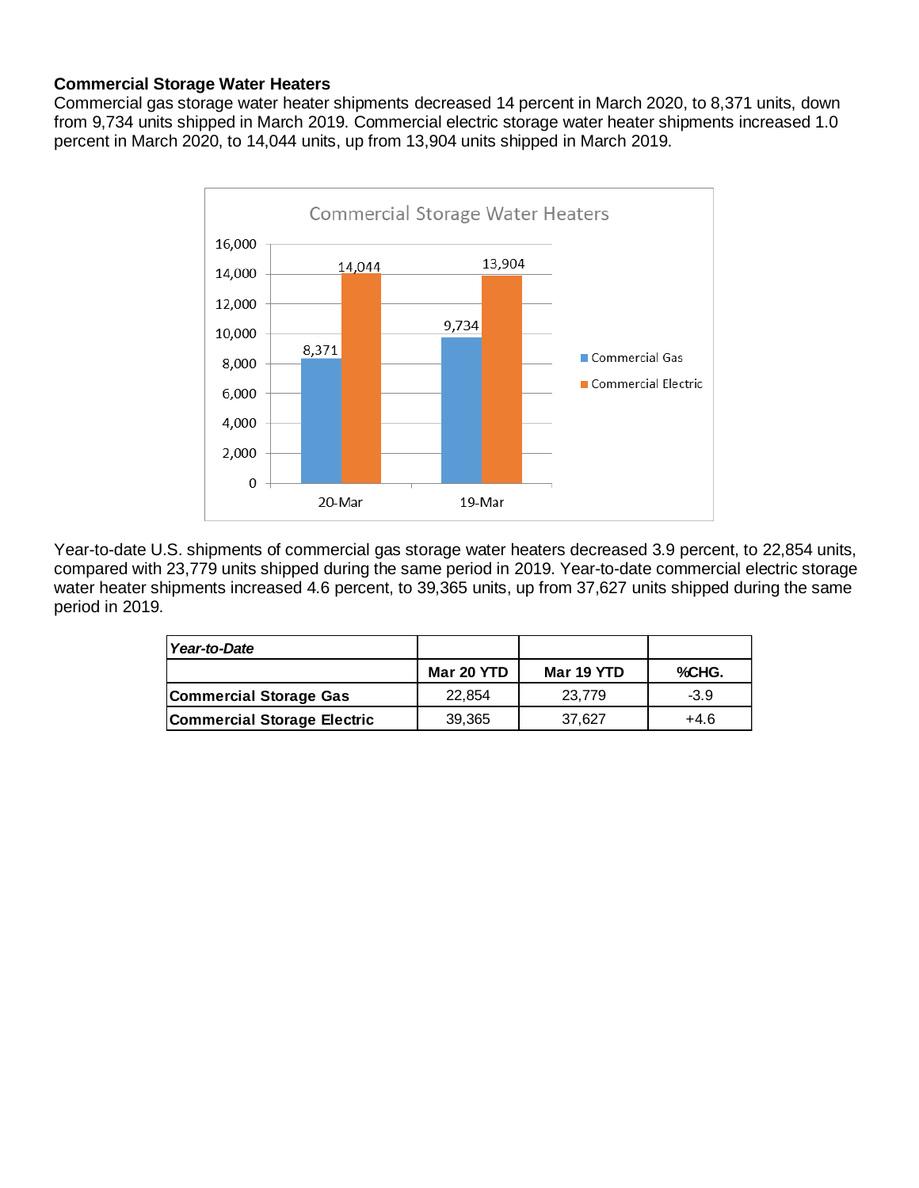### Commercial Storage Water Heaters

Commercial gas storage water heater shipments decreased 14 percent in March 2020, to 8,371 units, down from 9,734 units shipped in March 2019. Commercial electric storage water heater shipments increased 1.0 percent in March 2020, to 14,044 units, up from 13,904 units shipped in March 2019.

Commercial Storage Water Heaters

| | Commercial Gas | Commercial Electric |
|---|---|---|
| 20-Mar | 8,371 | 14,044 |
| 19-Mar | 9,734 | 13,904 |

Year-to-date U.S. shipments of commercial gas storage water heaters decreased 3.9 percent, to 22,854 units, compared with 23,779 units shipped during the same period in 2019. Year-to-date commercial electric storage water heater shipments increased 4.6 percent, to 39,365 units, up from 37,627 units shipped during the same period in 2019.

| *Year-to-Date* | | | |
|---|---|---|---|
| | **Mar 20 YTD** | **Mar 19 YTD** | **%CHG.** |
| **Commercial Storage Gas** | 22,854 | 23,779 | -3.9 |
| **Commercial Storage Electric** | 39,365 | 37,627 | +4.6 |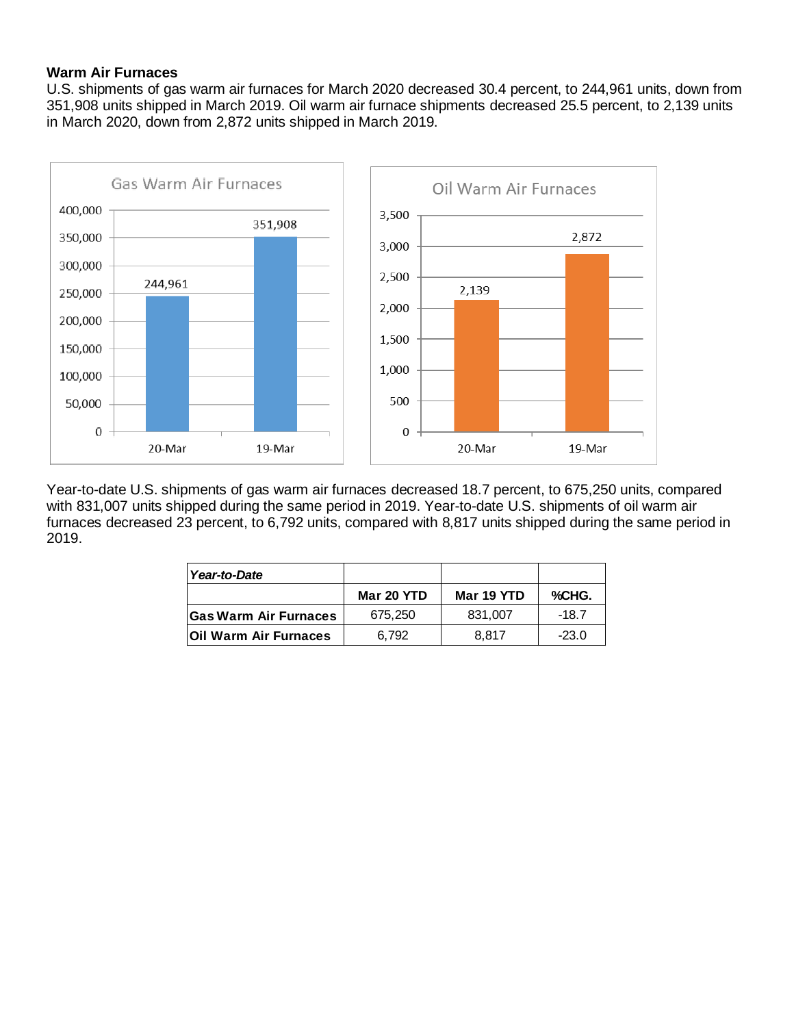**Warm Air Furnaces**

U.S. shipments of gas warm air furnaces for March 2020 decreased 30.4 percent, to 244,961 units, down from 351,908 units shipped in March 2019. Oil warm air furnace shipments decreased 25.5 percent, to 2,139 units in March 2020, down from 2,872 units shipped in March 2019.

Gas Warm Air Furnaces

| | Units |
|---|---|
| 20-Mar | 244,961 |
| 19-Mar | 351,908 |

Oil Warm Air Furnaces

| | Units |
|---|---|
| 20-Mar | 2,139 |
| 19-Mar | 2,872 |

Year-to-date U.S. shipments of gas warm air furnaces decreased 18.7 percent, to 675,250 units, compared with 831,007 units shipped during the same period in 2019. Year-to-date U.S. shipments of oil warm air furnaces decreased 23 percent, to 6,792 units, compared with 8,817 units shipped during the same period in 2019.

| ***Year-to-Date*** | | | |
|---|---|---|---|
| | **Mar 20 YTD** | **Mar 19 YTD** | **%CHG.** |
| **Gas Warm Air Furnaces** | 675,250 | 831,007 | -18.7 |
| **Oil Warm Air Furnaces** | 6,792 | 8,817 | -23.0 |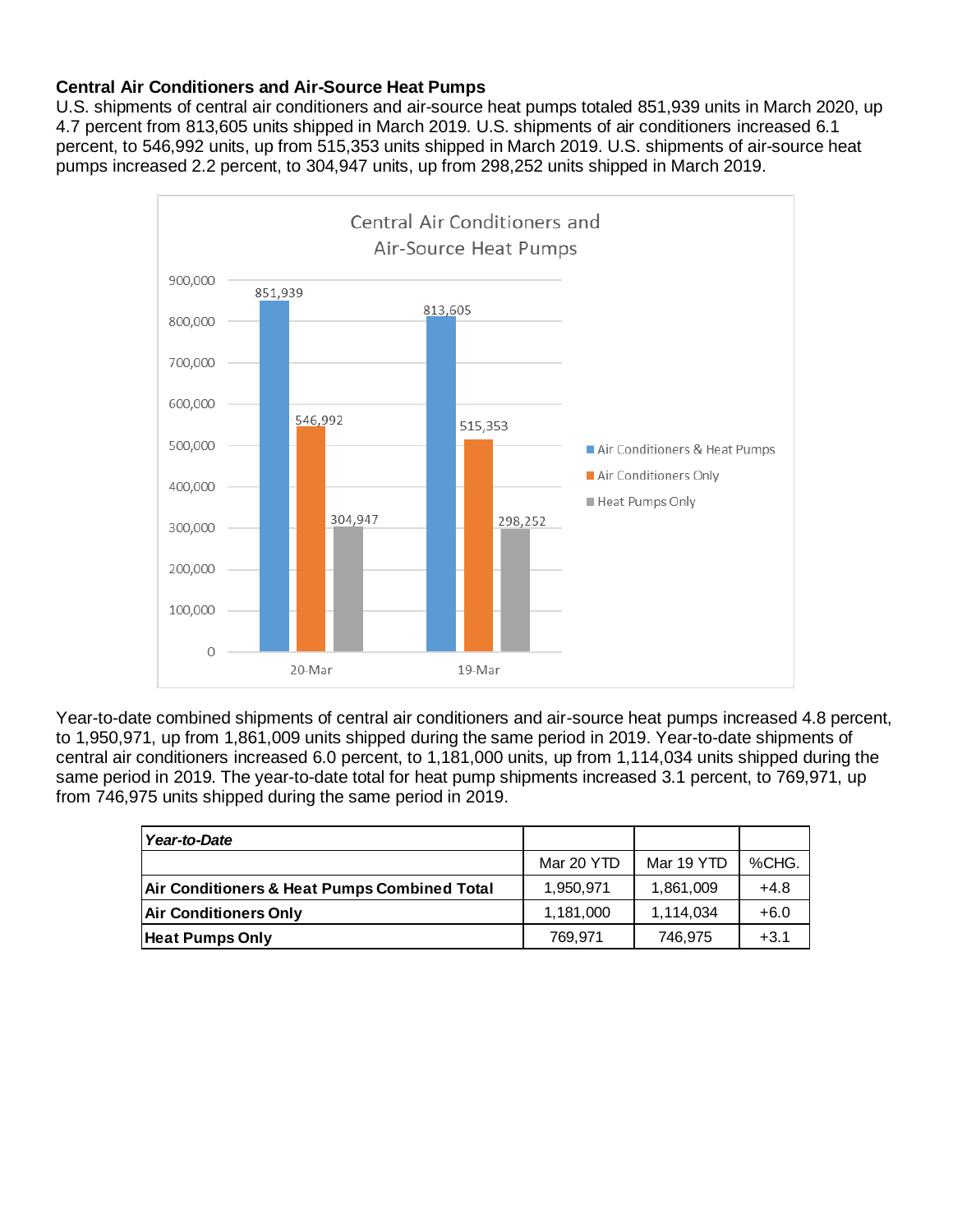### Central Air Conditioners and Air-Source Heat Pumps

U.S. shipments of central air conditioners and air-source heat pumps totaled 851,939 units in March 2020, up 4.7 percent from 813,605 units shipped in March 2019. U.S. shipments of air conditioners increased 6.1 percent, to 546,992 units, up from 515,353 units shipped in March 2019. U.S. shipments of air-source heat pumps increased 2.2 percent, to 304,947 units, up from 298,252 units shipped in March 2019.

**Central Air Conditioners and Air-Source Heat Pumps**

| | 20-Mar | 19-Mar |
|---|---|---|
| Air Conditioners & Heat Pumps | 851,939 | 813,605 |
| Air Conditioners Only | 546,992 | 515,353 |
| Heat Pumps Only | 304,947 | 298,252 |

Year-to-date combined shipments of central air conditioners and air-source heat pumps increased 4.8 percent, to 1,950,971, up from 1,861,009 units shipped during the same period in 2019. Year-to-date shipments of central air conditioners increased 6.0 percent, to 1,181,000 units, up from 1,114,034 units shipped during the same period in 2019. The year-to-date total for heat pump shipments increased 3.1 percent, to 769,971, up from 746,975 units shipped during the same period in 2019.

| ***Year-to-Date*** | | | |
|---|---|---|---|
| | Mar 20 YTD | Mar 19 YTD | %CHG. |
| **Air Conditioners & Heat Pumps Combined Total** | 1,950,971 | 1,861,009 | +4.8 |
| **Air Conditioners Only** | 1,181,000 | 1,114,034 | +6.0 |
| **Heat Pumps Only** | 769,971 | 746,975 | +3.1 |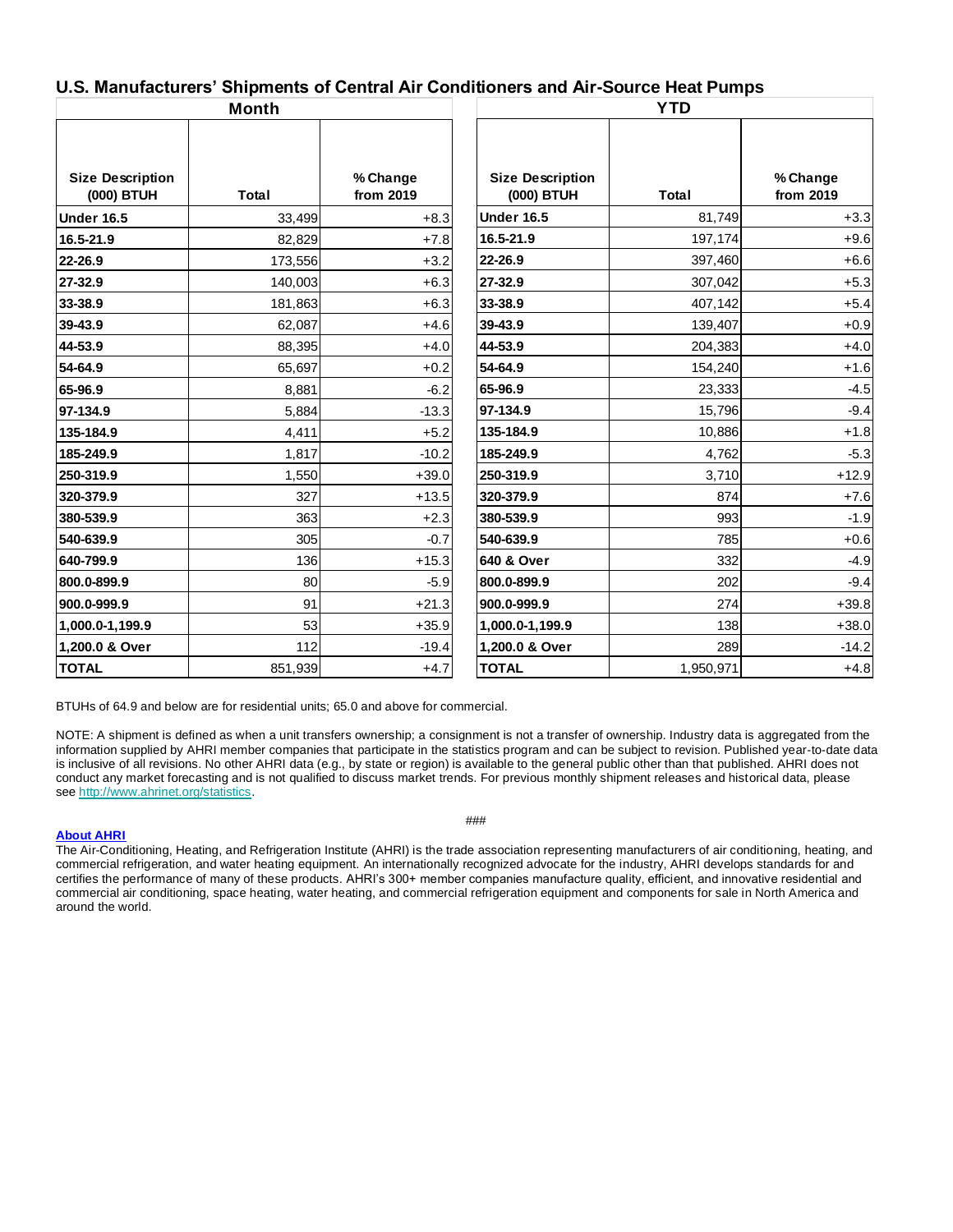## U.S. Manufacturers' Shipments of Central Air Conditioners and Air-Source Heat Pumps

| Month | | | YTD | | |
|---|---|---|---|---|---|
| Size Description (000) BTUH | Total | % Change from 2019 | Size Description (000) BTUH | Total | % Change from 2019 |
| **Under 16.5** | 33,499 | +8.3 | **Under 16.5** | 81,749 | +3.3 |
| **16.5-21.9** | 82,829 | +7.8 | **16.5-21.9** | 197,174 | +9.6 |
| **22-26.9** | 173,556 | +3.2 | **22-26.9** | 397,460 | +6.6 |
| **27-32.9** | 140,003 | +6.3 | **27-32.9** | 307,042 | +5.3 |
| **33-38.9** | 181,863 | +6.3 | **33-38.9** | 407,142 | +5.4 |
| **39-43.9** | 62,087 | +4.6 | **39-43.9** | 139,407 | +0.9 |
| **44-53.9** | 88,395 | +4.0 | **44-53.9** | 204,383 | +4.0 |
| **54-64.9** | 65,697 | +0.2 | **54-64.9** | 154,240 | +1.6 |
| **65-96.9** | 8,881 | -6.2 | **65-96.9** | 23,333 | -4.5 |
| **97-134.9** | 5,884 | -13.3 | **97-134.9** | 15,796 | -9.4 |
| **135-184.9** | 4,411 | +5.2 | **135-184.9** | 10,886 | +1.8 |
| **185-249.9** | 1,817 | -10.2 | **185-249.9** | 4,762 | -5.3 |
| **250-319.9** | 1,550 | +39.0 | **250-319.9** | 3,710 | +12.9 |
| **320-379.9** | 327 | +13.5 | **320-379.9** | 874 | +7.6 |
| **380-539.9** | 363 | +2.3 | **380-539.9** | 993 | -1.9 |
| **540-639.9** | 305 | -0.7 | **540-639.9** | 785 | +0.6 |
| **640-799.9** | 136 | +15.3 | **640 & Over** | 332 | -4.9 |
| **800.0-899.9** | 80 | -5.9 | **800.0-899.9** | 202 | -9.4 |
| **900.0-999.9** | 91 | +21.3 | **900.0-999.9** | 274 | +39.8 |
| **1,000.0-1,199.9** | 53 | +35.9 | **1,000.0-1,199.9** | 138 | +38.0 |
| **1,200.0 & Over** | 112 | -19.4 | **1,200.0 & Over** | 289 | -14.2 |
| **TOTAL** | 851,939 | +4.7 | **TOTAL** | 1,950,971 | +4.8 |

BTUHs of 64.9 and below are for residential units; 65.0 and above for commercial.

NOTE: A shipment is defined as when a unit transfers ownership; a consignment is not a transfer of ownership. Industry data is aggregated from the information supplied by AHRI member companies that participate in the statistics program and can be subject to revision. Published year-to-date data is inclusive of all revisions. No other AHRI data (e.g., by state or region) is available to the general public other than that published. AHRI does not conduct any market forecasting and is not qualified to discuss market trends. For previous monthly shipment releases and historical data, please see http://www.ahrinet.org/statistics.

###

**About AHRI**

The Air-Conditioning, Heating, and Refrigeration Institute (AHRI) is the trade association representing manufacturers of air conditioning, heating, and commercial refrigeration, and water heating equipment. An internationally recognized advocate for the industry, AHRI develops standards for and certifies the performance of many of these products. AHRI's 300+ member companies manufacture quality, efficient, and innovative residential and commercial air conditioning, space heating, water heating, and commercial refrigeration equipment and components for sale in North America and around the world.